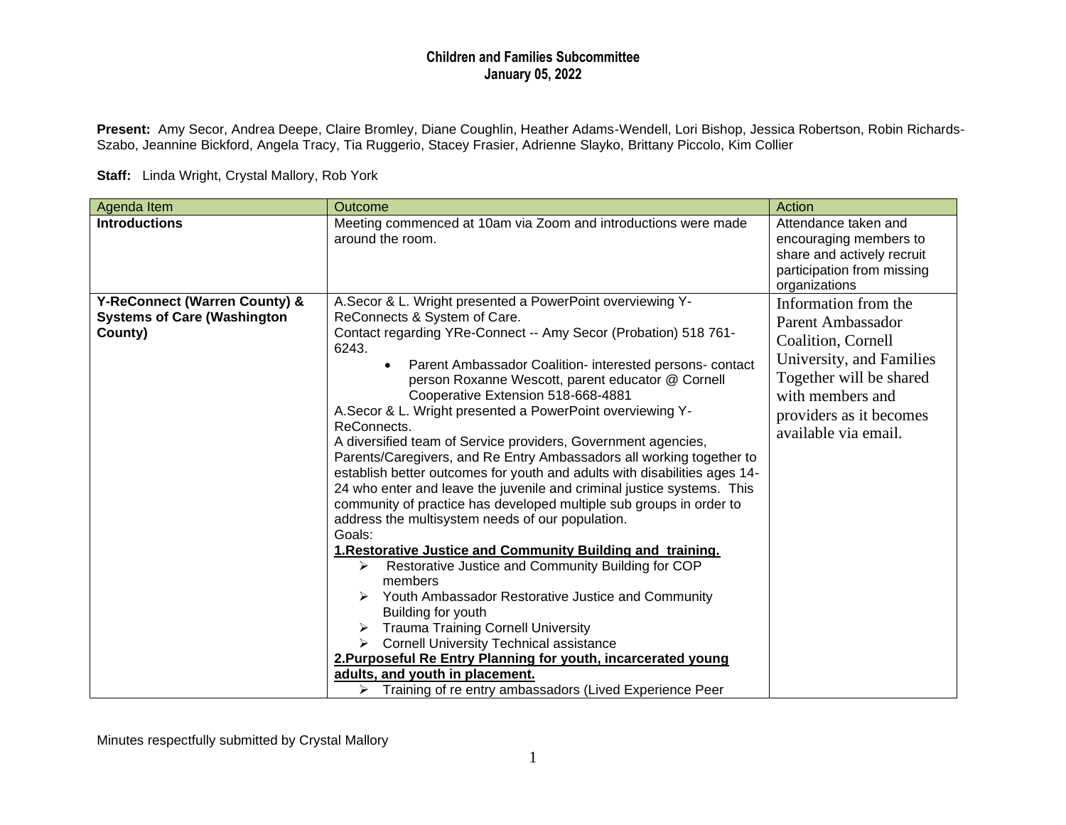# Children and Families Subcommittee
## January 05, 2022

**Present:** Amy Secor, Andrea Deepe, Claire Bromley, Diane Coughlin, Heather Adams-Wendell, Lori Bishop, Jessica Robertson, Robin Richards-Szabo, Jeannine Bickford, Angela Tracy, Tia Ruggerio, Stacey Frasier, Adrienne Slayko, Brittany Piccolo, Kim Collier

**Staff:** Linda Wright, Crystal Mallory, Rob York

| Agenda Item | Outcome | Action |
|---|---|---|
| **Introductions** | Meeting commenced at 10am via Zoom and introductions were made around the room. | Attendance taken and encouraging members to share and actively recruit participation from missing organizations |
| **Y-ReConnect (Warren County) & Systems of Care (Washington County)** | A.Secor & L. Wright presented a PowerPoint overviewing Y-ReConnects & System of Care.<br>Contact regarding YRe-Connect -- Amy Secor (Probation) 518 761-6243.<br>• Parent Ambassador Coalition- interested persons- contact person Roxanne Wescott, parent educator @ Cornell Cooperative Extension 518-668-4881<br>A.Secor & L. Wright presented a PowerPoint overviewing Y-ReConnects.<br>A diversified team of Service providers, Government agencies, Parents/Caregivers, and Re Entry Ambassadors all working together to establish better outcomes for youth and adults with disabilities ages 14-24 who enter and leave the juvenile and criminal justice systems. This community of practice has developed multiple sub groups in order to address the multisystem needs of our population.<br>Goals:<br>**1.Restorative Justice and Community Building and training.**<br>➢ Restorative Justice and Community Building for COP members<br>➢ Youth Ambassador Restorative Justice and Community Building for youth<br>➢ Trauma Training Cornell University<br>➢ Cornell University Technical assistance<br>**2.Purposeful Re Entry Planning for youth, incarcerated young adults, and youth in placement.**<br>➢ Training of re entry ambassadors (Lived Experience Peer | Information from the Parent Ambassador Coalition, Cornell University, and Families Together will be shared with members and providers as it becomes available via email. |

Minutes respectfully submitted by Crystal Mallory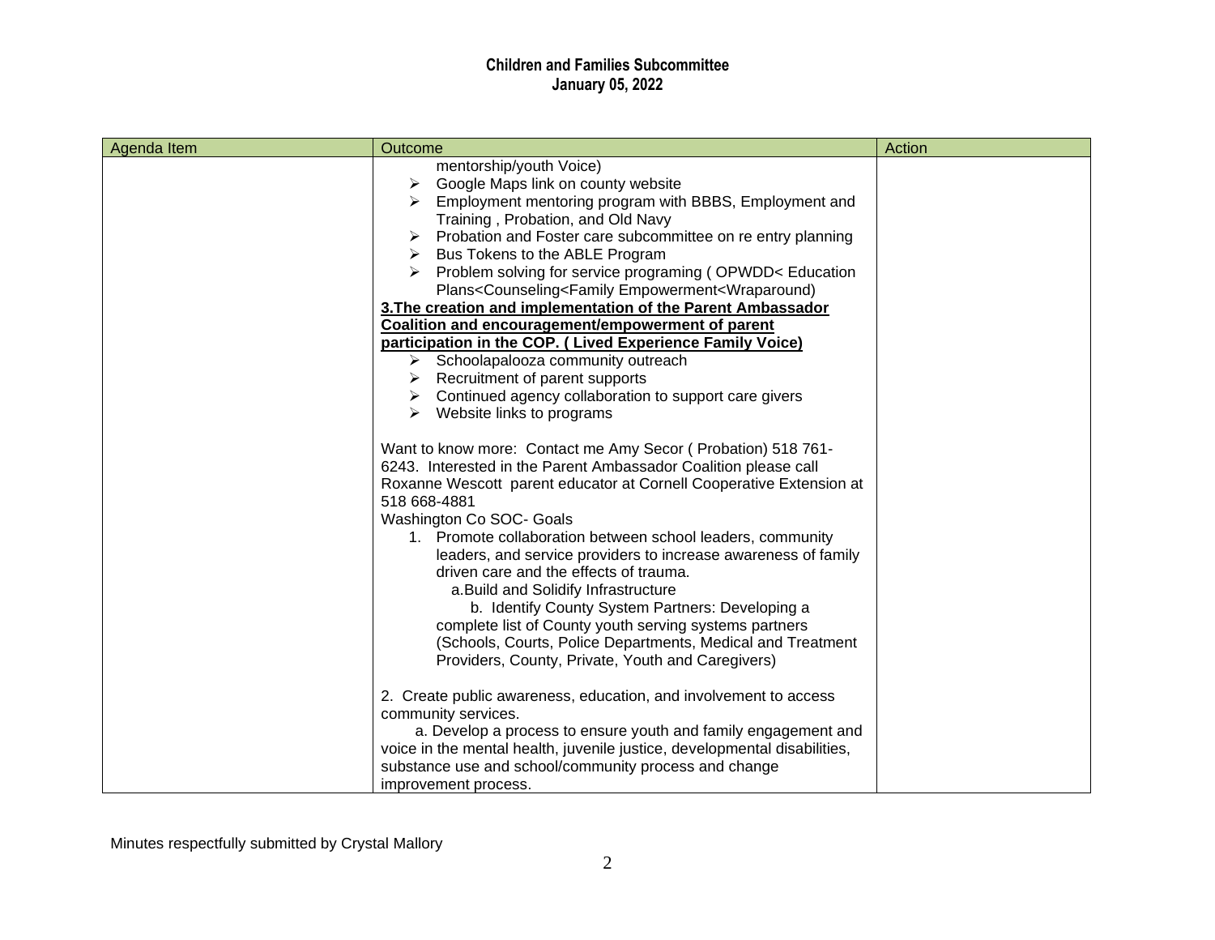# Children and Families Subcommittee
## January 05, 2022

| Agenda Item | Outcome | Action |
|---|---|---|
| | mentorship/youth Voice)<br>➢ Google Maps link on county website<br>➢ Employment mentoring program with BBBS, Employment and Training , Probation, and Old Navy<br>➢ Probation and Foster care subcommittee on re entry planning<br>➢ Bus Tokens to the ABLE Program<br>➢ Problem solving for service programing ( OPWDD< Education Plans<Counseling<Family Empowerment<Wraparound)<br>**<u>3.The creation and implementation of the Parent Ambassador Coalition and encouragement/empowerment of parent participation in the COP. ( Lived Experience Family Voice)</u>**<br>➢ Schoolapalooza community outreach<br>➢ Recruitment of parent supports<br>➢ Continued agency collaboration to support care givers<br>➢ Website links to programs<br><br>Want to know more: Contact me Amy Secor ( Probation) 518 761-6243. Interested in the Parent Ambassador Coalition please call Roxanne Wescott parent educator at Cornell Cooperative Extension at 518 668-4881<br>Washington Co SOC- Goals<br>1. Promote collaboration between school leaders, community leaders, and service providers to increase awareness of family driven care and the effects of trauma.<br>a.Build and Solidify Infrastructure<br>b. Identify County System Partners: Developing a complete list of County youth serving systems partners (Schools, Courts, Police Departments, Medical and Treatment Providers, County, Private, Youth and Caregivers)<br><br>2. Create public awareness, education, and involvement to access community services.<br>a. Develop a process to ensure youth and family engagement and voice in the mental health, juvenile justice, developmental disabilities, substance use and school/community process and change improvement process. | |

Minutes respectfully submitted by Crystal Mallory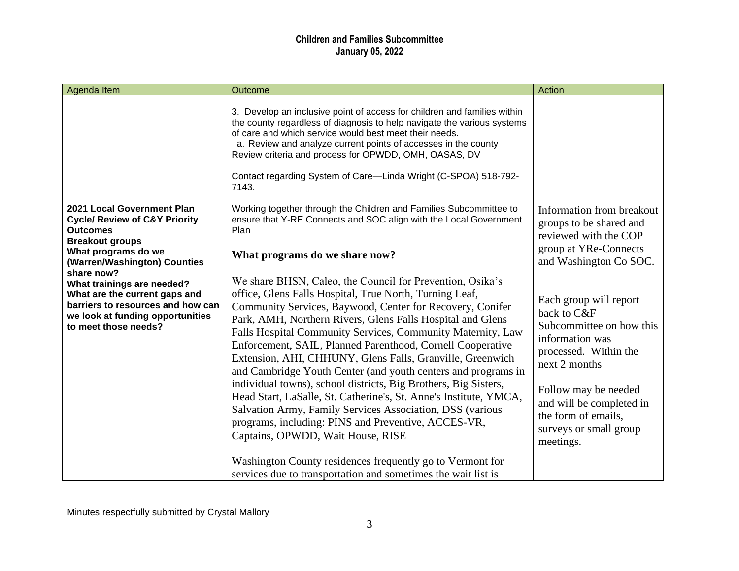**Children and Families Subcommittee**
**January 05, 2022**

| Agenda Item | Outcome | Action |
|---|---|---|
| | 3. Develop an inclusive point of access for children and families within the county regardless of diagnosis to help navigate the various systems of care and which service would best meet their needs.<br>a. Review and analyze current points of accesses in the county Review criteria and process for OPWDD, OMH, OASAS, DV<br><br>Contact regarding System of Care—Linda Wright (C-SPOA) 518-792-7143. | |
| **2021 Local Government Plan Cycle/ Review of C&Y Priority Outcomes**<br>**Breakout groups**<br>**What programs do we (Warren/Washington) Counties share now?**<br>**What trainings are needed?**<br>**What are the current gaps and barriers to resources and how can we look at funding opportunities to meet those needs?** | Working together through the Children and Families Subcommittee to ensure that Y-RE Connects and SOC align with the Local Government Plan<br><br>**What programs do we share now?**<br><br>We share BHSN, Caleo, the Council for Prevention, Osika's office, Glens Falls Hospital, True North, Turning Leaf, Community Services, Baywood, Center for Recovery, Conifer Park, AMH, Northern Rivers, Glens Falls Hospital and Glens Falls Hospital Community Services, Community Maternity, Law Enforcement, SAIL, Planned Parenthood, Cornell Cooperative Extension, AHI, CHHUNY, Glens Falls, Granville, Greenwich and Cambridge Youth Center (and youth centers and programs in individual towns), school districts, Big Brothers, Big Sisters, Head Start, LaSalle, St. Catherine's, St. Anne's Institute, YMCA, Salvation Army, Family Services Association, DSS (various programs, including: PINS and Preventive, ACCES-VR, Captains, OPWDD, Wait House, RISE<br><br>Washington County residences frequently go to Vermont for services due to transportation and sometimes the wait list is | Information from breakout groups to be shared and reviewed with the COP group at YRe-Connects and Washington Co SOC.<br><br>Each group will report back to C&F Subcommittee on how this information was processed. Within the next 2 months<br><br>Follow may be needed and will be completed in the form of emails, surveys or small group meetings. |

Minutes respectfully submitted by Crystal Mallory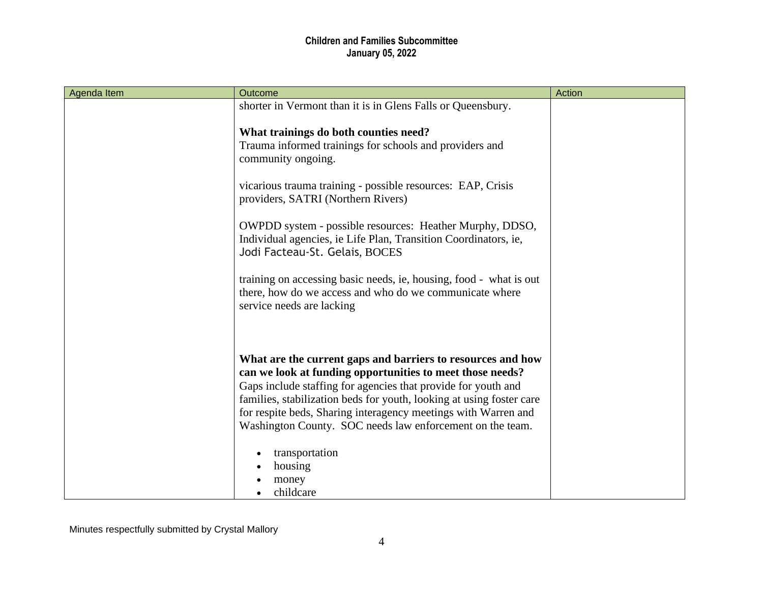| Agenda Item | Outcome | Action |
|---|---|---|
| | shorter in Vermont than it is in Glens Falls or Queensbury.<br><br>**What trainings do both counties need?**<br>Trauma informed trainings for schools and providers and community ongoing.<br><br>vicarious trauma training - possible resources: EAP, Crisis providers, SATRI (Northern Rivers)<br><br>OWPDD system - possible resources: Heather Murphy, DDSO, Individual agencies, ie Life Plan, Transition Coordinators, ie, Jodi Facteau-St. Gelais, BOCES<br><br>training on accessing basic needs, ie, housing, food - what is out there, how do we access and who do we communicate where service needs are lacking<br><br>**What are the current gaps and barriers to resources and how can we look at funding opportunities to meet those needs?**<br>Gaps include staffing for agencies that provide for youth and families, stabilization beds for youth, looking at using foster care for respite beds, Sharing interagency meetings with Warren and Washington County. SOC needs law enforcement on the team.<br><br>• transportation<br>• housing<br>• money<br>• childcare | |

Minutes respectfully submitted by Crystal Mallory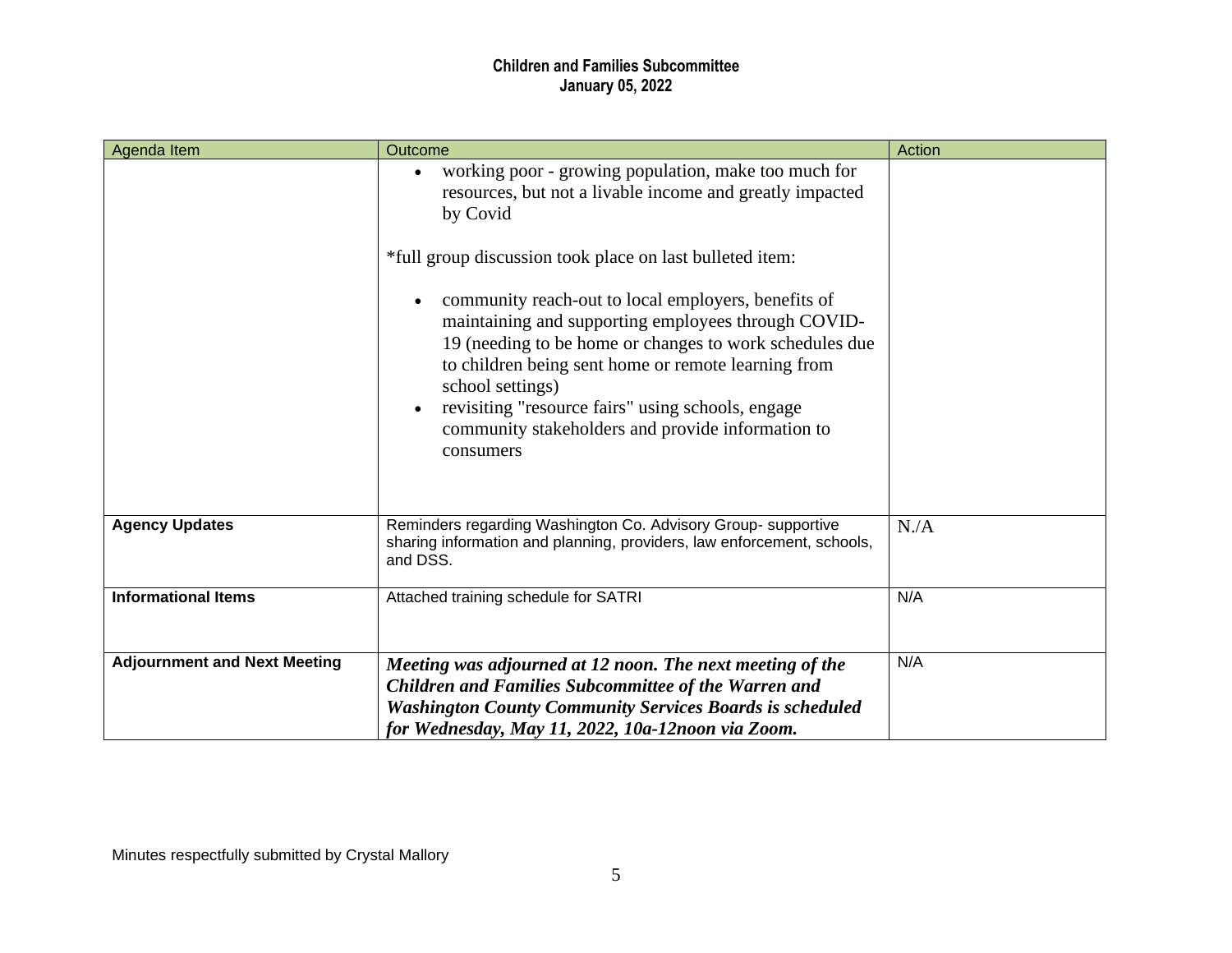**Children and Families Subcommittee**
**January 05, 2022**

| Agenda Item | Outcome | Action |
|---|---|---|
| | • working poor - growing population, make too much for resources, but not a livable income and greatly impacted by Covid<br><br>*full group discussion took place on last bulleted item:<br><br>• community reach-out to local employers, benefits of maintaining and supporting employees through COVID-19 (needing to be home or changes to work schedules due to children being sent home or remote learning from school settings)<br>• revisiting "resource fairs" using schools, engage community stakeholders and provide information to consumers | |
| **Agency Updates** | Reminders regarding Washington Co. Advisory Group- supportive sharing information and planning, providers, law enforcement, schools, and DSS. | N./A |
| **Informational Items** | Attached training schedule for SATRI | N/A |
| **Adjournment and Next Meeting** | ***Meeting was adjourned at 12 noon. The next meeting of the Children and Families Subcommittee of the Warren and Washington County Community Services Boards is scheduled for Wednesday, May 11, 2022, 10a-12noon via Zoom.*** | N/A |

Minutes respectfully submitted by Crystal Mallory